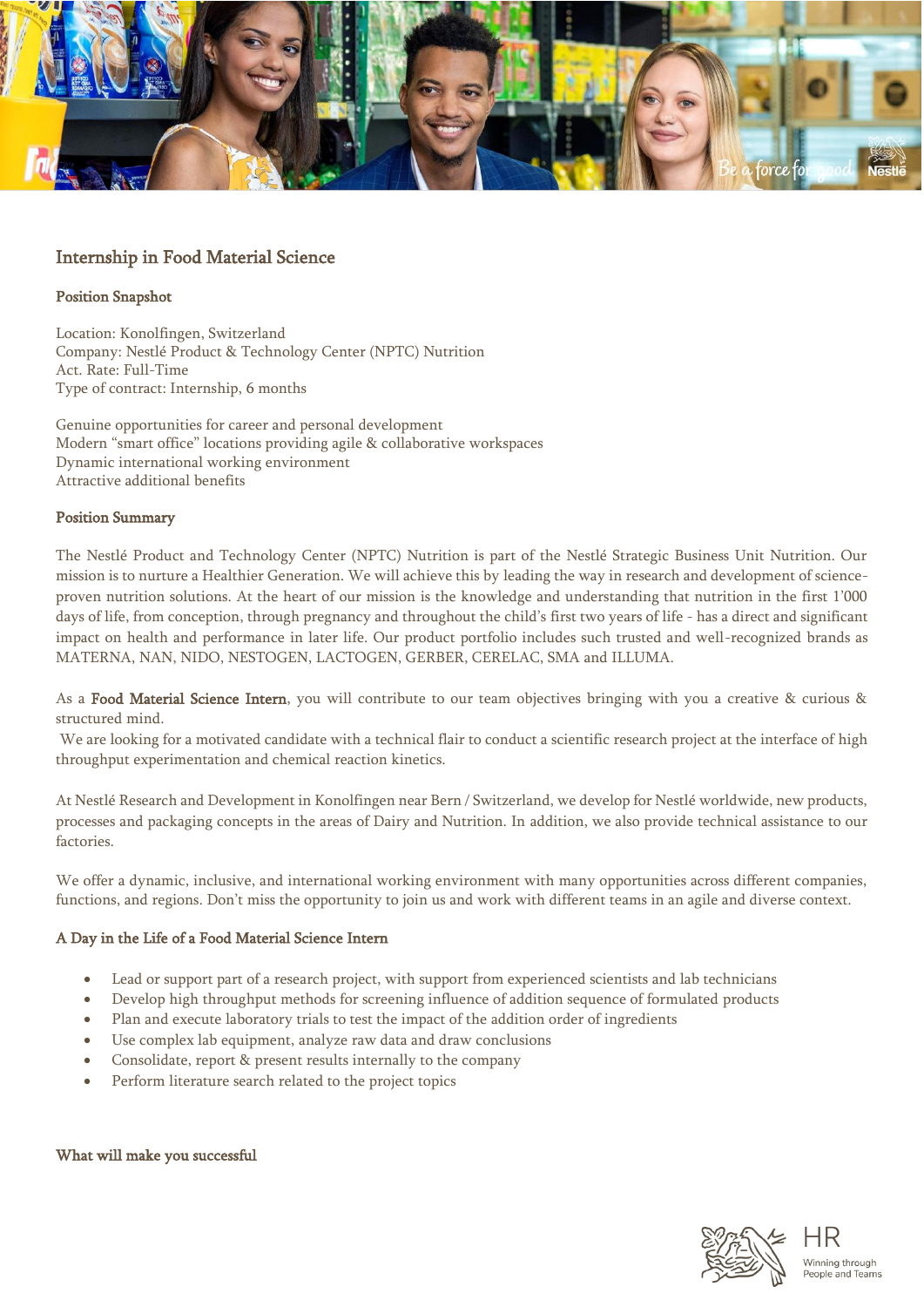# Internship in Food Material Science

## Position Snapshot

Location: Konolfingen, Switzerland
Company: Nestlé Product & Technology Center (NPTC) Nutrition
Act. Rate: Full-Time
Type of contract: Internship, 6 months

Genuine opportunities for career and personal development
Modern "smart office" locations providing agile & collaborative workspaces
Dynamic international working environment
Attractive additional benefits

## Position Summary

The Nestlé Product and Technology Center (NPTC) Nutrition is part of the Nestlé Strategic Business Unit Nutrition. Our mission is to nurture a Healthier Generation. We will achieve this by leading the way in research and development of science-proven nutrition solutions. At the heart of our mission is the knowledge and understanding that nutrition in the first 1'000 days of life, from conception, through pregnancy and throughout the child's first two years of life - has a direct and significant impact on health and performance in later life. Our product portfolio includes such trusted and well-recognized brands as MATERNA, NAN, NIDO, NESTOGEN, LACTOGEN, GERBER, CERELAC, SMA and ILLUMA.

As a **Food Material Science Intern**, you will contribute to our team objectives bringing with you a creative & curious & structured mind.
We are looking for a motivated candidate with a technical flair to conduct a scientific research project at the interface of high throughput experimentation and chemical reaction kinetics.

At Nestlé Research and Development in Konolfingen near Bern / Switzerland, we develop for Nestlé worldwide, new products, processes and packaging concepts in the areas of Dairy and Nutrition. In addition, we also provide technical assistance to our factories.

We offer a dynamic, inclusive, and international working environment with many opportunities across different companies, functions, and regions. Don't miss the opportunity to join us and work with different teams in an agile and diverse context.

## A Day in the Life of a Food Material Science Intern

- Lead or support part of a research project, with support from experienced scientists and lab technicians
- Develop high throughput methods for screening influence of addition sequence of formulated products
- Plan and execute laboratory trials to test the impact of the addition order of ingredients
- Use complex lab equipment, analyze raw data and draw conclusions
- Consolidate, report & present results internally to the company
- Perform literature search related to the project topics

## What will make you successful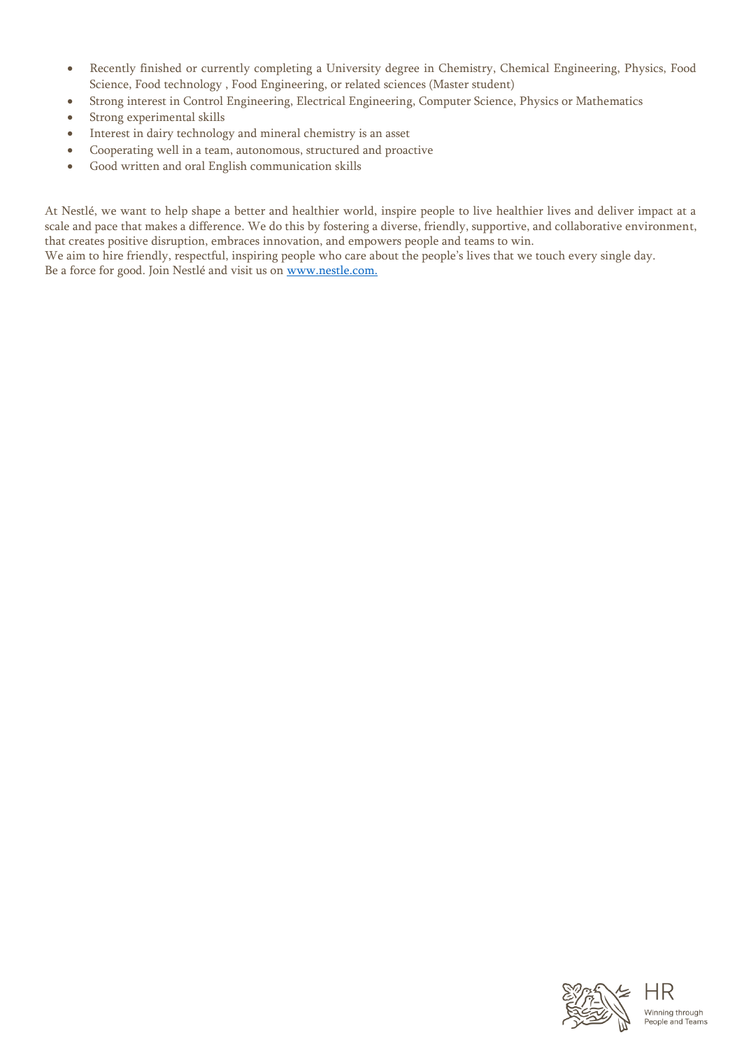- Recently finished or currently completing a University degree in Chemistry, Chemical Engineering, Physics, Food Science, Food technology , Food Engineering, or related sciences (Master student)
- Strong interest in Control Engineering, Electrical Engineering, Computer Science, Physics or Mathematics
- Strong experimental skills
- Interest in dairy technology and mineral chemistry is an asset
- Cooperating well in a team, autonomous, structured and proactive
- Good written and oral English communication skills

At Nestlé, we want to help shape a better and healthier world, inspire people to live healthier lives and deliver impact at a scale and pace that makes a difference. We do this by fostering a diverse, friendly, supportive, and collaborative environment, that creates positive disruption, embraces innovation, and empowers people and teams to win.
We aim to hire friendly, respectful, inspiring people who care about the people's lives that we touch every single day.
Be a force for good. Join Nestlé and visit us on [www.nestle.com.](http://www.nestle.com)